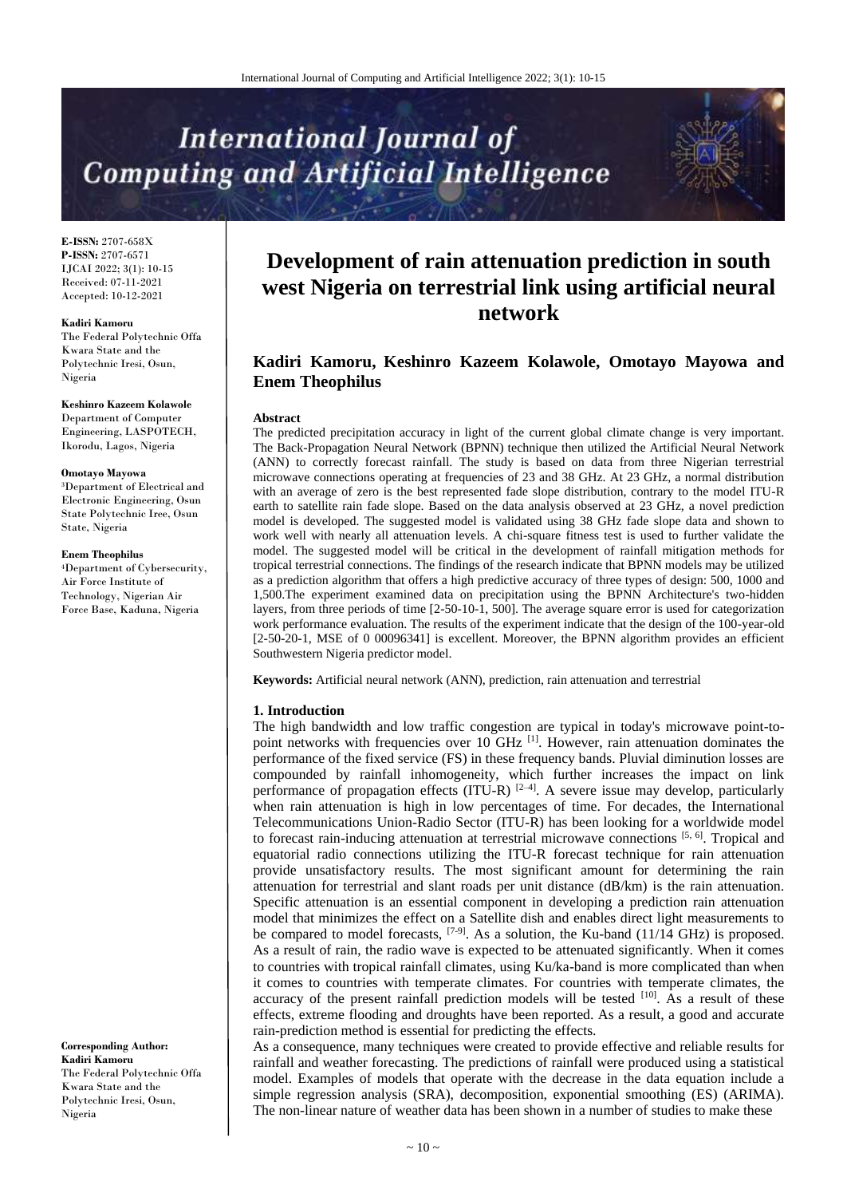# Development of rain attenuation prediction in south west Nigeria on terrestrial link using artificial neural network

**Kadiri Kamoru, Keshinro Kazeem Kolawole, Omotayo Mayowa and Enem Theophilus**

**E-ISSN:** 2707-658X
**P-ISSN:** 2707-6571
IJCAI 2022; 3(1): 10-15
Received: 07-11-2021
Accepted: 10-12-2021

**Kadiri Kamoru**
The Federal Polytechnic Offa Kwara State and the Polytechnic Iresi, Osun, Nigeria

**Keshinro Kazeem Kolawole**
Department of Computer Engineering, LASPOTECH, Ikorodu, Lagos, Nigeria

**Omotayo Mayowa**
[3]Department of Electrical and Electronic Engineering, Osun State Polytechnic Iree, Osun State, Nigeria

**Enem Theophilus**
[4]Department of Cybersecurity, Air Force Institute of Technology, Nigerian Air Force Base, Kaduna, Nigeria

**Corresponding Author:**
**Kadiri Kamoru**
The Federal Polytechnic Offa Kwara State and the Polytechnic Iresi, Osun, Nigeria

### Abstract

The predicted precipitation accuracy in light of the current global climate change is very important. The Back-Propagation Neural Network (BPNN) technique then utilized the Artificial Neural Network (ANN) to correctly forecast rainfall. The study is based on data from three Nigerian terrestrial microwave connections operating at frequencies of 23 and 38 GHz. At 23 GHz, a normal distribution with an average of zero is the best represented fade slope distribution, contrary to the model ITU-R earth to satellite rain fade slope. Based on the data analysis observed at 23 GHz, a novel prediction model is developed. The suggested model is validated using 38 GHz fade slope data and shown to work well with nearly all attenuation levels. A chi-square fitness test is used to further validate the model. The suggested model will be critical in the development of rainfall mitigation methods for tropical terrestrial connections. The findings of the research indicate that BPNN models may be utilized as a prediction algorithm that offers a high predictive accuracy of three types of design: 500, 1000 and 1,500.The experiment examined data on precipitation using the BPNN Architecture's two-hidden layers, from three periods of time [2-50-10-1, 500]. The average square error is used for categorization work performance evaluation. The results of the experiment indicate that the design of the 100-year-old [2-50-20-1, MSE of 0 00096341] is excellent. Moreover, the BPNN algorithm provides an efficient Southwestern Nigeria predictor model.

**Keywords:** Artificial neural network (ANN), prediction, rain attenuation and terrestrial

## 1. Introduction

The high bandwidth and low traffic congestion are typical in today's microwave point-to-point networks with frequencies over 10 GHz [1]. However, rain attenuation dominates the performance of the fixed service (FS) in these frequency bands. Pluvial diminution losses are compounded by rainfall inhomogeneity, which further increases the impact on link performance of propagation effects (ITU-R) [2–4]. A severe issue may develop, particularly when rain attenuation is high in low percentages of time. For decades, the International Telecommunications Union-Radio Sector (ITU-R) has been looking for a worldwide model to forecast rain-inducing attenuation at terrestrial microwave connections [5, 6]. Tropical and equatorial radio connections utilizing the ITU-R forecast technique for rain attenuation provide unsatisfactory results. The most significant amount for determining the rain attenuation for terrestrial and slant roads per unit distance (dB/km) is the rain attenuation. Specific attenuation is an essential component in developing a prediction rain attenuation model that minimizes the effect on a Satellite dish and enables direct light measurements to be compared to model forecasts, [7-9]. As a solution, the Ku-band (11/14 GHz) is proposed. As a result of rain, the radio wave is expected to be attenuated significantly. When it comes to countries with tropical rainfall climates, using Ku/ka-band is more complicated than when it comes to countries with temperate climates. For countries with temperate climates, the accuracy of the present rainfall prediction models will be tested [10]. As a result of these effects, extreme flooding and droughts have been reported. As a result, a good and accurate rain-prediction method is essential for predicting the effects.

As a consequence, many techniques were created to provide effective and reliable results for rainfall and weather forecasting. The predictions of rainfall were produced using a statistical model. Examples of models that operate with the decrease in the data equation include a simple regression analysis (SRA), decomposition, exponential smoothing (ES) (ARIMA). The non-linear nature of weather data has been shown in a number of studies to make these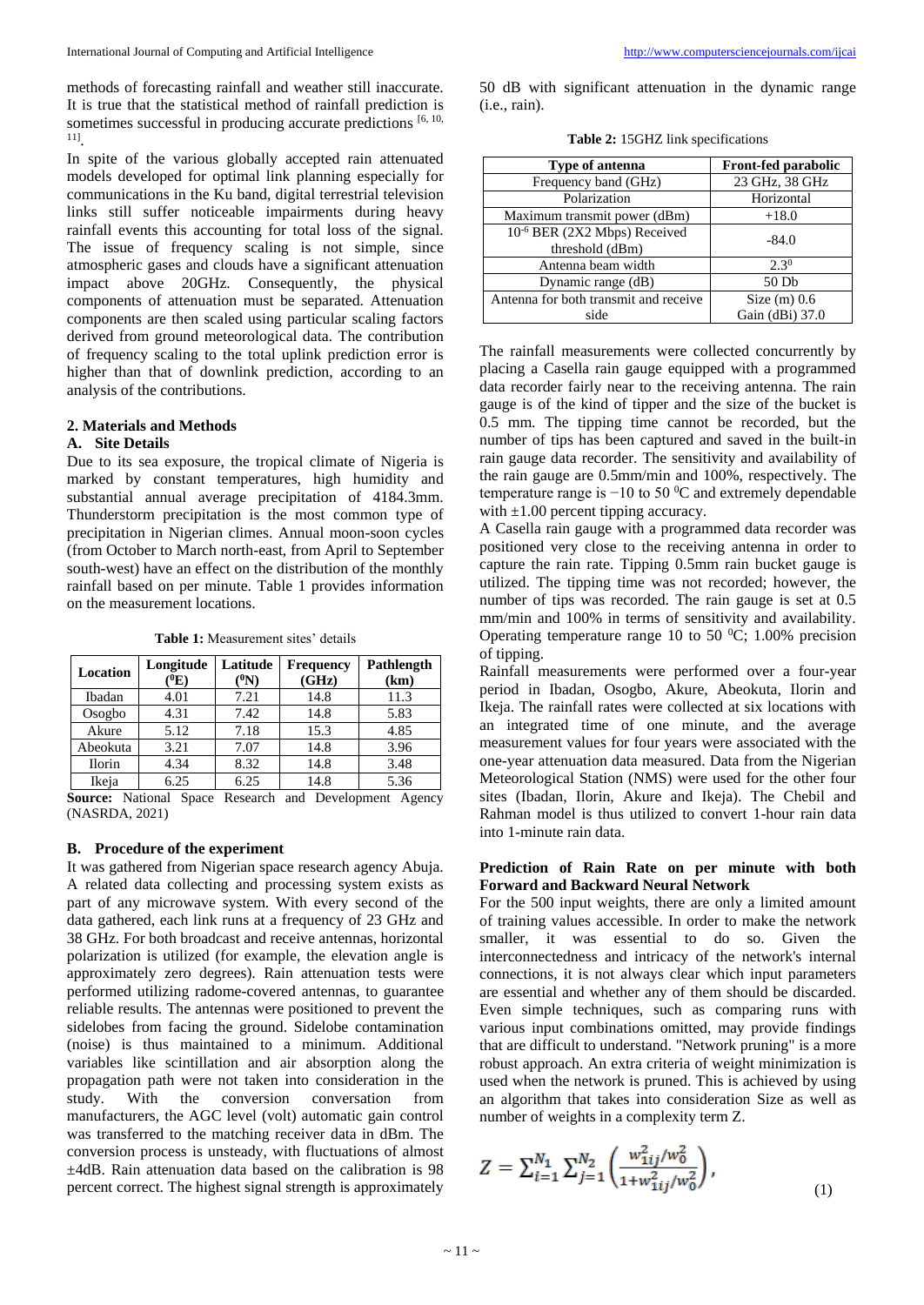methods of forecasting rainfall and weather still inaccurate. It is true that the statistical method of rainfall prediction is sometimes successful in producing accurate predictions [6, 10, 11].

In spite of the various globally accepted rain attenuated models developed for optimal link planning especially for communications in the Ku band, digital terrestrial television links still suffer noticeable impairments during heavy rainfall events this accounting for total loss of the signal. The issue of frequency scaling is not simple, since atmospheric gases and clouds have a significant attenuation impact above 20GHz. Consequently, the physical components of attenuation must be separated. Attenuation components are then scaled using particular scaling factors derived from ground meteorological data. The contribution of frequency scaling to the total uplink prediction error is higher than that of downlink prediction, according to an analysis of the contributions.

## 2. Materials and Methods

### A. Site Details

Due to its sea exposure, the tropical climate of Nigeria is marked by constant temperatures, high humidity and substantial annual average precipitation of 4184.3mm. Thunderstorm precipitation is the most common type of precipitation in Nigerian climes. Annual moon-soon cycles (from October to March north-east, from April to September south-west) have an effect on the distribution of the monthly rainfall based on per minute. Table 1 provides information on the measurement locations.

**Table 1:** Measurement sites' details

| Location | Longitude ($^0$E) | Latitude ($^0$N) | Frequency (GHz) | Pathlength (km) |
|---|---|---|---|---|
| Ibadan | 4.01 | 7.21 | 14.8 | 11.3 |
| Osogbo | 4.31 | 7.42 | 14.8 | 5.83 |
| Akure | 5.12 | 7.18 | 15.3 | 4.85 |
| Abeokuta | 3.21 | 7.07 | 14.8 | 3.96 |
| Ilorin | 4.34 | 8.32 | 14.8 | 3.48 |
| Ikeja | 6.25 | 6.25 | 14.8 | 5.36 |

**Source:** National Space Research and Development Agency (NASRDA, 2021)

### B. Procedure of the experiment

It was gathered from Nigerian space research agency Abuja. A related data collecting and processing system exists as part of any microwave system. With every second of the data gathered, each link runs at a frequency of 23 GHz and 38 GHz. For both broadcast and receive antennas, horizontal polarization is utilized (for example, the elevation angle is approximately zero degrees). Rain attenuation tests were performed utilizing radome-covered antennas, to guarantee reliable results. The antennas were positioned to prevent the sidelobes from facing the ground. Sidelobe contamination (noise) is thus maintained to a minimum. Additional variables like scintillation and air absorption along the propagation path were not taken into consideration in the study. With the conversion conversion from manufacturers, the AGC level (volt) automatic gain control was transferred to the matching receiver data in dBm. The conversion process is unsteady, with fluctuations of almost ±4dB. Rain attenuation data based on the calibration is 98 percent correct. The highest signal strength is approximately 50 dB with significant attenuation in the dynamic range (i.e., rain).

**Table 2:** 15GHZ link specifications

| Type of antenna | Front-fed parabolic |
|---|---|
| Frequency band (GHz) | 23 GHz, 38 GHz |
| Polarization | Horizontal |
| Maximum transmit power (dBm) | +18.0 |
| $10^{-6}$ BER (2X2 Mbps) Received threshold (dBm) | -84.0 |
| Antenna beam width | $2.3^0$ |
| Dynamic range (dB) | 50 Db |
| Antenna for both transmit and receive side | Size (m) 0.6 Gain (dBi) 37.0 |

The rainfall measurements were collected concurrently by placing a Casella rain gauge equipped with a programmed data recorder fairly near to the receiving antenna. The rain gauge is of the kind of tipper and the size of the bucket is 0.5 mm. The tipping time cannot be recorded, but the number of tips has been captured and saved in the built-in rain gauge data recorder. The sensitivity and availability of the rain gauge are 0.5mm/min and 100%, respectively. The temperature range is −10 to 50 $^0$C and extremely dependable with ±1.00 percent tipping accuracy.

A Casella rain gauge with a programmed data recorder was positioned very close to the receiving antenna in order to capture the rain rate. Tipping 0.5mm rain bucket gauge is utilized. The tipping time was not recorded; however, the number of tips was recorded. The rain gauge is set at 0.5 mm/min and 100% in terms of sensitivity and availability. Operating temperature range 10 to 50 $^0$C; 1.00% precision of tipping.

Rainfall measurements were performed over a four-year period in Ibadan, Osogbo, Akure, Abeokuta, Ilorin and Ikeja. The rainfall rates were collected at six locations with an integrated time of one minute, and the average measurement values for four years were associated with the one-year attenuation data measured. Data from the Nigerian Meteorological Station (NMS) were used for the other four sites (Ibadan, Ilorin, Akure and Ikeja). The Chebil and Rahman model is thus utilized to convert 1-hour rain data into 1-minute rain data.

### Prediction of Rain Rate on per minute with both Forward and Backward Neural Network

For the 500 input weights, there are only a limited amount of training values accessible. In order to make the network smaller, it was essential to do so. Given the interconnectedness and intricacy of the network's internal connections, it is not always clear which input parameters are essential and whether any of them should be discarded. Even simple techniques, such as comparing runs with various input combinations omitted, may provide findings that are difficult to understand. "Network pruning" is a more robust approach. An extra criteria of weight minimization is used when the network is pruned. This is achieved by using an algorithm that takes into consideration Size as well as number of weights in a complexity term Z.

$$Z = \sum_{i=1}^{N_1} \sum_{j=1}^{N_2} \left( \frac{w_{1ij}^2 / w_0^2}{1 + w_{1ij}^2 / w_0^2} \right), \tag{1}$$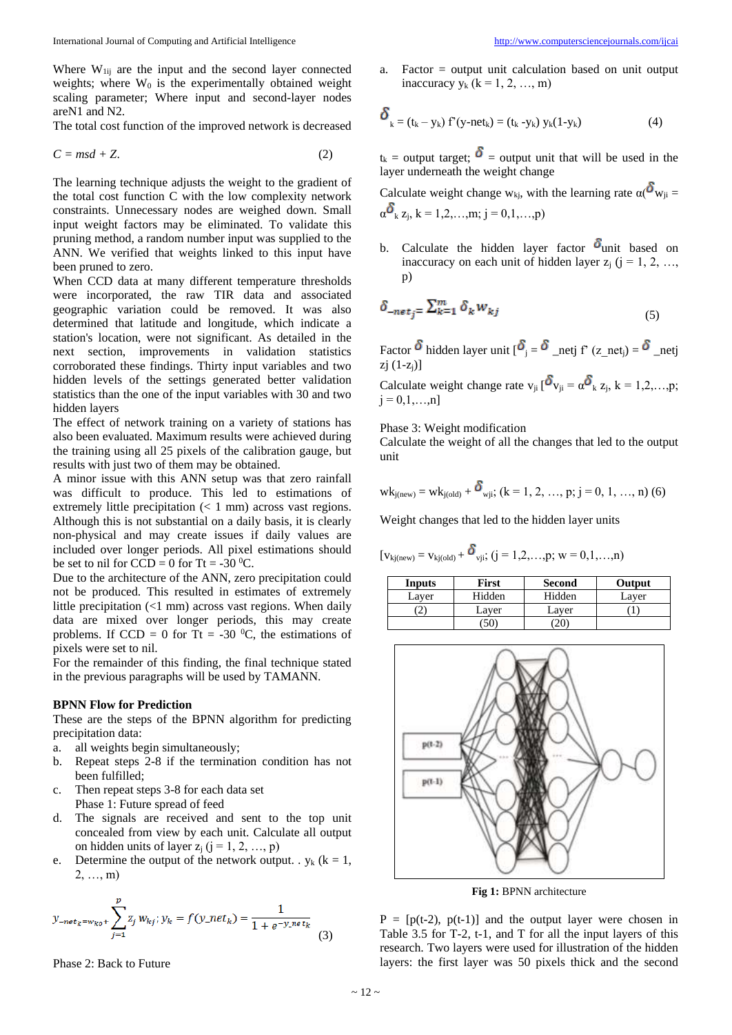Where $W_{1ij}$ are the input and the second layer connected weights; where $W_0$ is the experimentally obtained weight scaling parameter; Where input and second-layer nodes areN1 and N2.

The total cost function of the improved network is decreased

$$C = msd + Z. \tag{2}$$

The learning technique adjusts the weight to the gradient of the total cost function C with the low complexity network constraints. Unnecessary nodes are weighed down. Small input weight factors may be eliminated. To validate this pruning method, a random number input was supplied to the ANN. We verified that weights linked to this input have been pruned to zero.

When CCD data at many different temperature thresholds were incorporated, the raw TIR data and associated geographic variation could be removed. It was also determined that latitude and longitude, which indicate a station's location, were not significant. As detailed in the next section, improvements in validation statistics corroborated these findings. Thirty input variables and two hidden levels of the settings generated better validation statistics than the one of the input variables with 30 and two hidden layers

The effect of network training on a variety of stations has also been evaluated. Maximum results were achieved during the training using all 25 pixels of the calibration gauge, but results with just two of them may be obtained.

A minor issue with this ANN setup was that zero rainfall was difficult to produce. This led to estimations of extremely little precipitation (< 1 mm) across vast regions. Although this is not substantial on a daily basis, it is clearly non-physical and may create issues if daily values are included over longer periods. All pixel estimations should be set to nil for CCD = 0 for Tt = -30 $^0$C.

Due to the architecture of the ANN, zero precipitation could not be produced. This resulted in estimates of extremely little precipitation (<1 mm) across vast regions. When daily data are mixed over longer periods, this may create problems. If CCD = 0 for Tt = -30 $^0$C, the estimations of pixels were set to nil.

For the remainder of this finding, the final technique stated in the previous paragraphs will be used by TAMANN.

**BPNN Flow for Prediction**

These are the steps of the BPNN algorithm for predicting precipitation data:

a. all weights begin simultaneously;
b. Repeat steps 2-8 if the termination condition has not been fulfilled;
c. Then repeat steps 3-8 for each data set
   Phase 1: Future spread of feed
d. The signals are received and sent to the top unit concealed from view by each unit. Calculate all output on hidden units of layer $z_j$ (j = 1, 2, …, p)
e. Determine the output of the network output. . $y_k$ (k = 1, 2, …, m)

$$y_{-net_k = w_{k0}} + \sum_{j=1}^{p} z_j\, w_{kj};\; y_k = f(y\_net_k) = \frac{1}{1 + e^{-y\_net_k}} \tag{3}$$

Phase 2: Back to Future

a. Factor = output unit calculation based on unit output inaccuracy $y_k$ (k = 1, 2, …, m)

$$\delta_k = (t_k - y_k)\, f'(y\text{-}net_k) = (t_k - y_k)\, y_k(1 - y_k) \tag{4}$$

$t_k$ = output target; $\delta$ = output unit that will be used in the layer underneath the weight change

Calculate weight change $w_{kj}$, with the learning rate $\alpha(\delta w_{ji} = \alpha\delta_k z_j$, k = 1,2,…,m; j = 0,1,…,p)

b. Calculate the hidden layer factor $\delta$unit based on inaccuracy on each unit of hidden layer $z_j$ (j = 1, 2, …, p)

$$\delta_{-net_j} = \sum_{k=1}^{m} \delta_k w_{kj} \tag{5}$$

Factor $\delta$ hidden layer unit [$\delta_j = \delta$ _netj f' (z_net$_j$) = $\delta$ _netj zj (1-z$_j$)]

Calculate weight change rate $v_{ji}$ [$\delta v_{ji} = \alpha\delta_k z_j$, k = 1,2,…,p; j = 0,1,…,n]

Phase 3: Weight modification

Calculate the weight of all the changes that led to the output unit

$$wk_{j(new)} = wk_{j(old)} + \delta_{wji};\ (k = 1, 2, …, p; j = 0, 1, …, n) \tag{6}$$

Weight changes that led to the hidden layer units

$$[v_{kj(new)} = v_{kj(old)} + \delta_{vji};\ (j = 1,2,…,p; w = 0,1,…,n)$$

| Inputs | First | Second | Output |
|---|---|---|---|
| Layer | Hidden | Hidden | Layer |
| (2) | Layer | Layer | (1) |
| | (50) | (20) | |

**Fig 1:** BPNN architecture

P = [p(t-2), p(t-1)] and the output layer were chosen in Table 3.5 for T-2, t-1, and T for all the input layers of this research. Two layers were used for illustration of the hidden layers: the first layer was 50 pixels thick and the second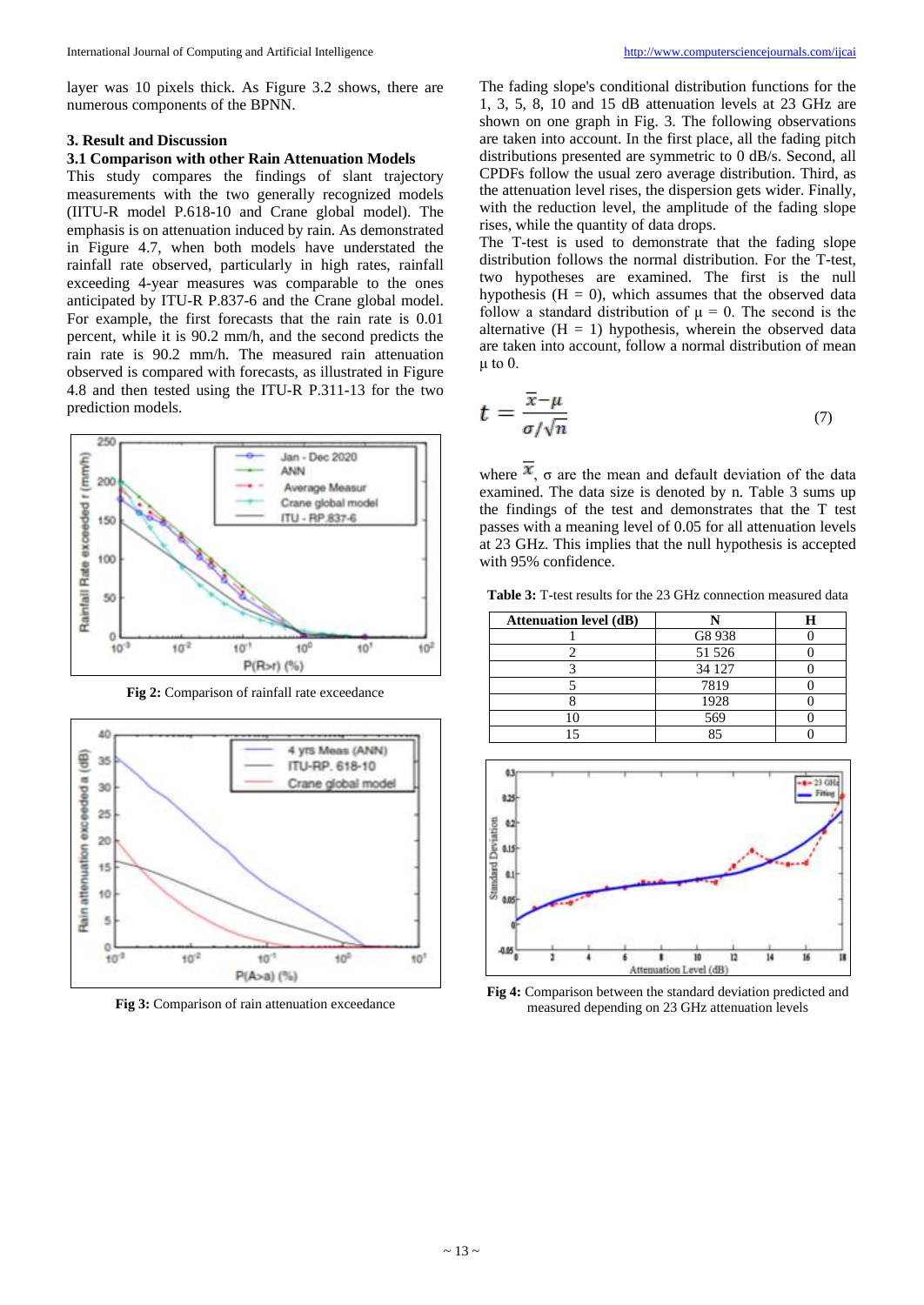layer was 10 pixels thick. As Figure 3.2 shows, there are numerous components of the BPNN.

## 3. Result and Discussion

### 3.1 Comparison with other Rain Attenuation Models

This study compares the findings of slant trajectory measurements with the two generally recognized models (IITU-R model P.618-10 and Crane global model). The emphasis is on attenuation induced by rain. As demonstrated in Figure 4.7, when both models have understated the rainfall rate observed, particularly in high rates, rainfall exceeding 4-year measures was comparable to the ones anticipated by ITU-R P.837-6 and the Crane global model. For example, the first forecasts that the rain rate is 0.01 percent, while it is 90.2 mm/h, and the second predicts the rain rate is 90.2 mm/h. The measured rain attenuation observed is compared with forecasts, as illustrated in Figure 4.8 and then tested using the ITU-R P.311-13 for the two prediction models.

**Fig 2:** Comparison of rainfall rate exceedance

**Fig 3:** Comparison of rain attenuation exceedance

The fading slope's conditional distribution functions for the 1, 3, 5, 8, 10 and 15 dB attenuation levels at 23 GHz are shown on one graph in Fig. 3. The following observations are taken into account. In the first place, all the fading pitch distributions presented are symmetric to 0 dB/s. Second, all CPDFs follow the usual zero average distribution. Third, as the attenuation level rises, the dispersion gets wider. Finally, with the reduction level, the amplitude of the fading slope rises, while the quantity of data drops.

The T-test is used to demonstrate that the fading slope distribution follows the normal distribution. For the T-test, two hypotheses are examined. The first is the null hypothesis (H = 0), which assumes that the observed data follow a standard distribution of μ = 0. The second is the alternative (H = 1) hypothesis, wherein the observed data are taken into account, follow a normal distribution of mean μ to 0.

$$t = \frac{\bar{x} - \mu}{\sigma / \sqrt{n}} \qquad (7)$$

where $\bar{x}$, σ are the mean and default deviation of the data examined. The data size is denoted by n. Table 3 sums up the findings of the test and demonstrates that the T test passes with a meaning level of 0.05 for all attenuation levels at 23 GHz. This implies that the null hypothesis is accepted with 95% confidence.

**Table 3:** T-test results for the 23 GHz connection measured data

| Attenuation level (dB) | N | H |
|---|---|---|
| 1 | G8 938 | 0 |
| 2 | 51 526 | 0 |
| 3 | 34 127 | 0 |
| 5 | 7819 | 0 |
| 8 | 1928 | 0 |
| 10 | 569 | 0 |
| 15 | 85 | 0 |

**Fig 4:** Comparison between the standard deviation predicted and measured depending on 23 GHz attenuation levels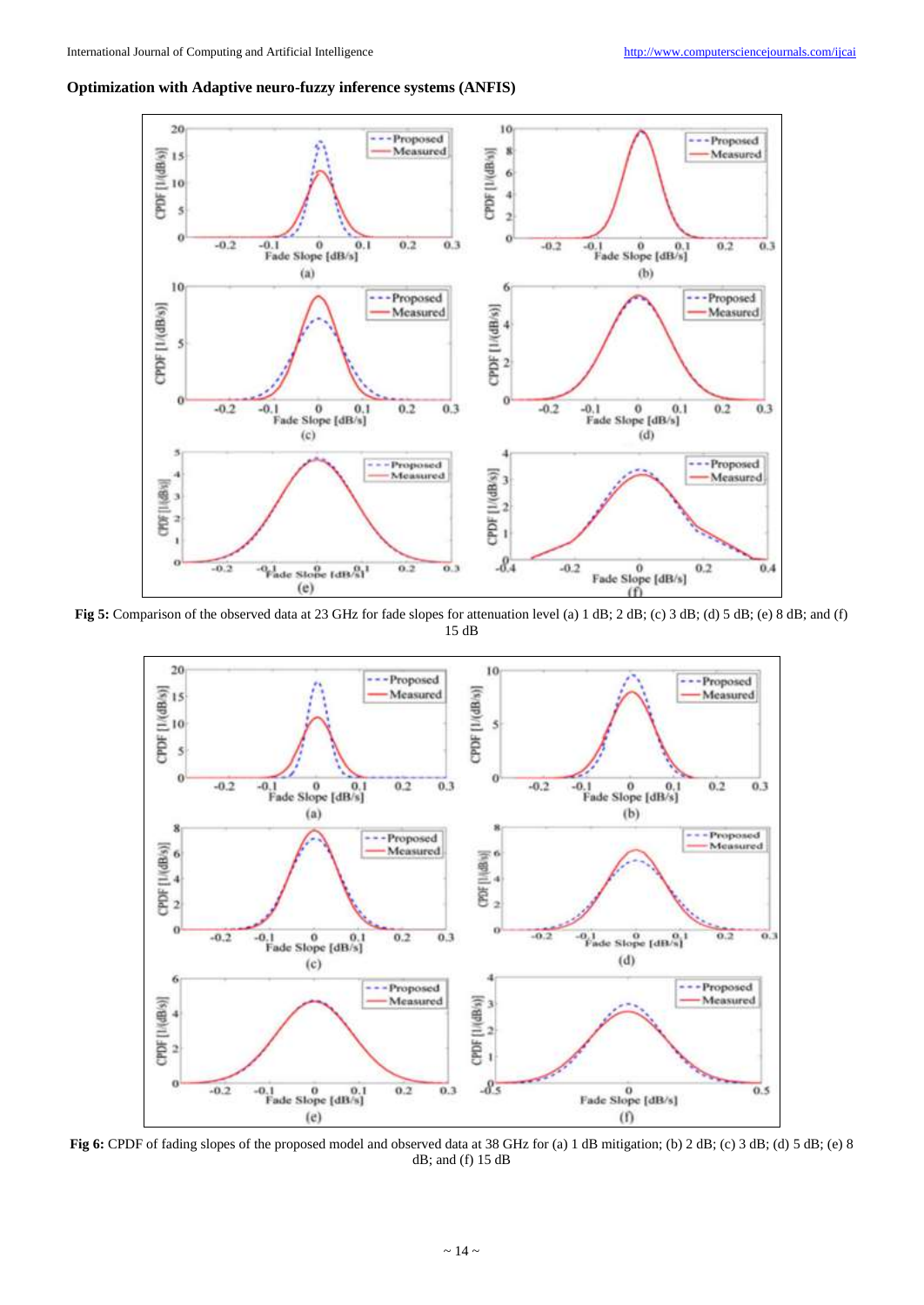**Optimization with Adaptive neuro-fuzzy inference systems (ANFIS)**

**Fig 5:** Comparison of the observed data at 23 GHz for fade slopes for attenuation level (a) 1 dB; 2 dB; (c) 3 dB; (d) 5 dB; (e) 8 dB; and (f) 15 dB

**Fig 6:** CPDF of fading slopes of the proposed model and observed data at 38 GHz for (a) 1 dB mitigation; (b) 2 dB; (c) 3 dB; (d) 5 dB; (e) 8 dB; and (f) 15 dB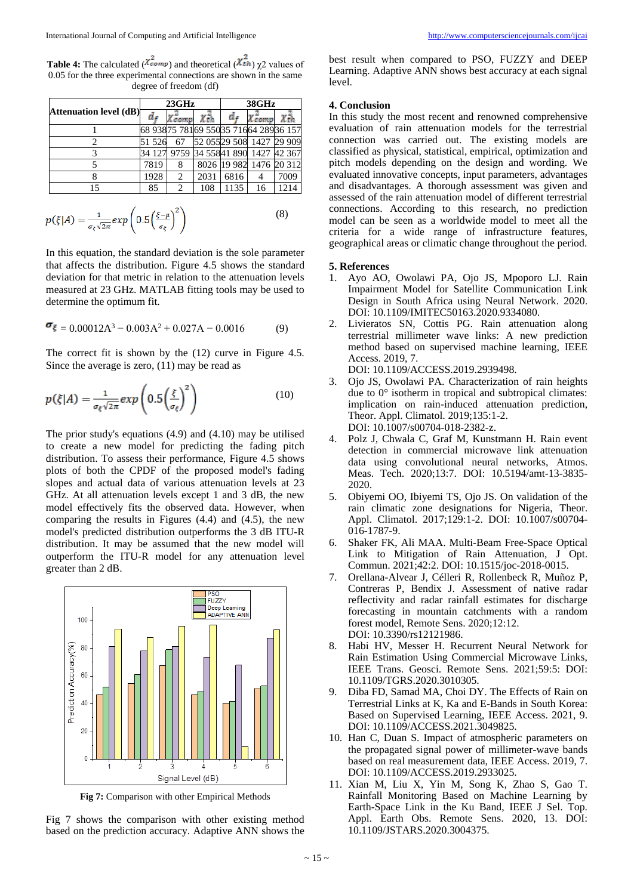**Table 4:** The calculated ($\chi^2_{comp}$) and theoretical ($\chi^2_{th}$) χ2 values of 0.05 for the three experimental connections are shown in the same degree of freedom (df)

| Attenuation level (dB) | 23GHz | | | 38GHz | | |
|---|---|---|---|---|---|---|
| | $d_f$ | $\chi^2_{comp}$ | $\chi^2_{th}$ | $d_f$ | $\chi^2_{comp}$ | $\chi^2_{th}$ |
| 1 | 68 938 | 75 781 | 69 550 | 35 716 | 64 289 | 36 157 |
| 2 | 51 526 | 67 | 52 055 | 29 508 | 1427 | 29 909 |
| 3 | 34 127 | 9759 | 34 558 | 41 890 | 1427 | 42 367 |
| 5 | 7819 | 8 | 8026 | 19 982 | 1476 | 20 312 |
| 8 | 1928 | 2 | 2031 | 6816 | 4 | 7009 |
| 15 | 85 | 2 | 108 | 1135 | 16 | 1214 |

$$p(\xi|A) = \frac{1}{\sigma_\xi\sqrt{2\pi}} exp\left(0.5\left(\frac{\xi-\mu}{\sigma_\xi}\right)^2\right) \qquad (8)$$

In this equation, the standard deviation is the sole parameter that affects the distribution. Figure 4.5 shows the standard deviation for that metric in relation to the attenuation levels measured at 23 GHz. MATLAB fitting tools may be used to determine the optimum fit.

$$\sigma_\xi = 0.00012A^3 - 0.003A^2 + 0.027A - 0.0016 \qquad (9)$$

The correct fit is shown by the (12) curve in Figure 4.5. Since the average is zero, (11) may be read as

$$p(\xi|A) = \frac{1}{\sigma_\xi\sqrt{2\pi}} exp\left(0.5\left(\frac{\xi}{\sigma_\xi}\right)^2\right) \qquad (10)$$

The prior study's equations (4.9) and (4.10) may be utilised to create a new model for predicting the fading pitch distribution. To assess their performance, Figure 4.5 shows plots of both the CPDF of the proposed model's fading slopes and actual data of various attenuation levels at 23 GHz. At all attenuation levels except 1 and 3 dB, the new model effectively fits the observed data. However, when comparing the results in Figures (4.4) and (4.5), the new model's predicted distribution outperforms the 3 dB ITU-R distribution. It may be assumed that the new model will outperform the ITU-R model for any attenuation level greater than 2 dB.

PSO
FUZZY
Deep Learning
ADAPTIVE ANN
100
80
60
40
20
0
Prediction Accuracy(%)
1 2 3 4 5 6
Signal Level (dB)

**Fig 7:** Comparison with other Empirical Methods

Fig 7 shows the comparison with other existing method based on the prediction accuracy. Adaptive ANN shows the best result when compared to PSO, FUZZY and DEEP Learning. Adaptive ANN shows best accuracy at each signal level.

## 4. Conclusion

In this study the most recent and renowned comprehensive evaluation of rain attenuation models for the terrestrial connection was carried out. The existing models are classified as physical, statistical, empirical, optimization and pitch models depending on the design and wording. We evaluated innovative concepts, input parameters, advantages and disadvantages. A thorough assessment was given and assessed of the rain attenuation model of different terrestrial connections. According to this research, no prediction model can be seen as a worldwide model to meet all the criteria for a wide range of infrastructure features, geographical areas or climatic change throughout the period.

## 5. References

1. Ayo AO, Owolawi PA, Ojo JS, Mpoporo LJ. Rain Impairment Model for Satellite Communication Link Design in South Africa using Neural Network. 2020. DOI: 10.1109/IMITEC50163.2020.9334080.
2. Livieratos SN, Cottis PG. Rain attenuation along terrestrial millimeter wave links: A new prediction method based on supervised machine learning, IEEE Access. 2019, 7. DOI: 10.1109/ACCESS.2019.2939498.
3. Ojo JS, Owolawi PA. Characterization of rain heights due to 0° isotherm in tropical and subtropical climates: implication on rain-induced attenuation prediction, Theor. Appl. Climatol. 2019;135:1-2. DOI: 10.1007/s00704-018-2382-z.
4. Polz J, Chwala C, Graf M, Kunstmann H. Rain event detection in commercial microwave link attenuation data using convolutional neural networks, Atmos. Meas. Tech. 2020;13:7. DOI: 10.5194/amt-13-3835-2020.
5. Obiyemi OO, Ibiyemi TS, Ojo JS. On validation of the rain climatic zone designations for Nigeria, Theor. Appl. Climatol. 2017;129:1-2. DOI: 10.1007/s00704-016-1787-9.
6. Shaker FK, Ali MAA. Multi-Beam Free-Space Optical Link to Mitigation of Rain Attenuation, J Opt. Commun. 2021;42:2. DOI: 10.1515/joc-2018-0015.
7. Orellana-Alvear J, Célleri R, Rollenbeck R, Muñoz P, Contreras P, Bendix J. Assessment of native radar reflectivity and radar rainfall estimates for discharge forecasting in mountain catchments with a random forest model, Remote Sens. 2020;12:12. DOI: 10.3390/rs12121986.
8. Habi HV, Messer H. Recurrent Neural Network for Rain Estimation Using Commercial Microwave Links, IEEE Trans. Geosci. Remote Sens. 2021;59:5: DOI: 10.1109/TGRS.2020.3010305.
9. Diba FD, Samad MA, Choi DY. The Effects of Rain on Terrestrial Links at K, Ka and E-Bands in South Korea: Based on Supervised Learning, IEEE Access. 2021, 9. DOI: 10.1109/ACCESS.2021.3049825.
10. Han C, Duan S. Impact of atmospheric parameters on the propagated signal power of millimeter-wave bands based on real measurement data, IEEE Access. 2019, 7. DOI: 10.1109/ACCESS.2019.2933025.
11. Xian M, Liu X, Yin M, Song K, Zhao S, Gao T. Rainfall Monitoring Based on Machine Learning by Earth-Space Link in the Ku Band, IEEE J Sel. Top. Appl. Earth Obs. Remote Sens. 2020, 13. DOI: 10.1109/JSTARS.2020.3004375.